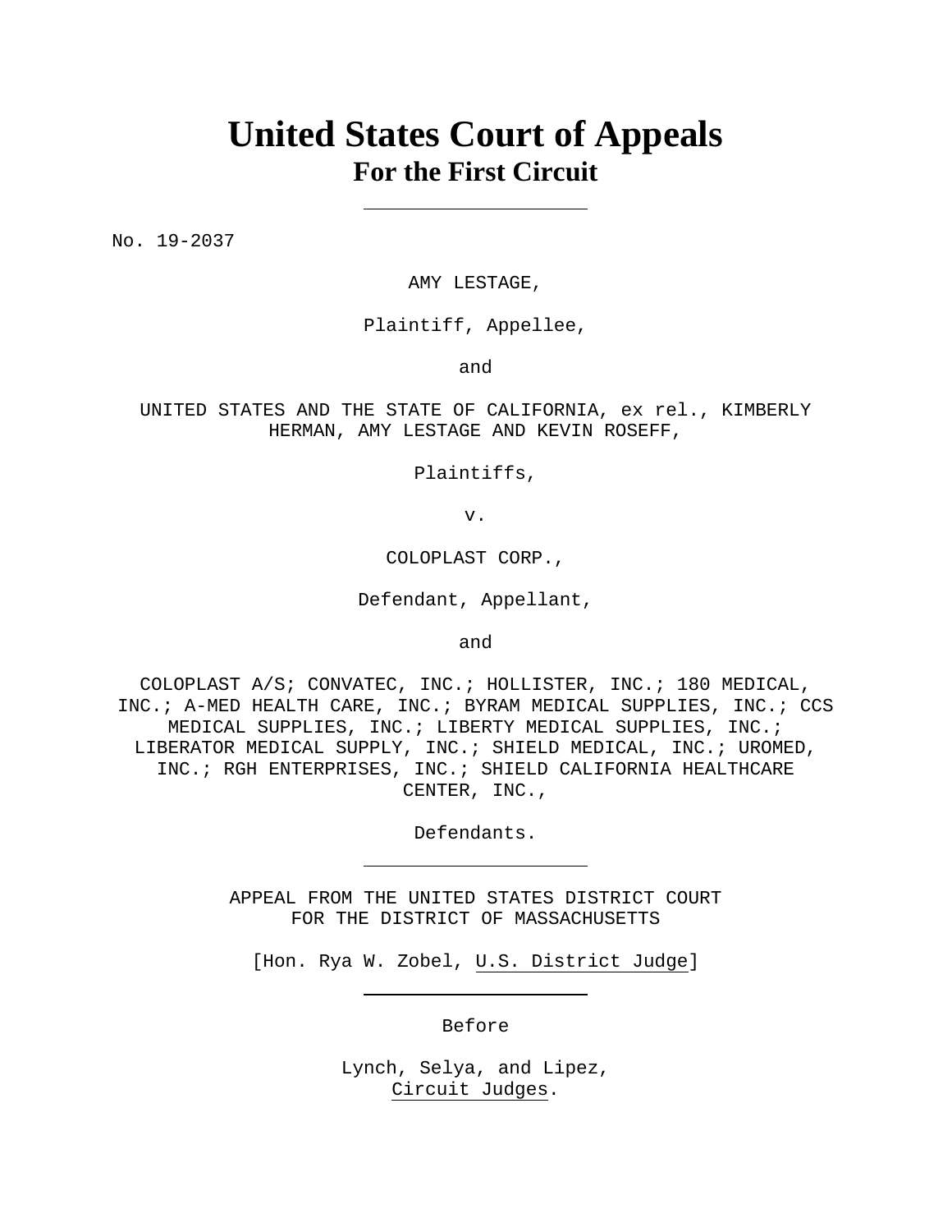# United States Court of Appeals
## For the First Circuit

---

No. 19-2037

AMY LESTAGE,

Plaintiff, Appellee,

and

UNITED STATES AND THE STATE OF CALIFORNIA, ex rel., KIMBERLY HERMAN, AMY LESTAGE AND KEVIN ROSEFF,

Plaintiffs,

v.

COLOPLAST CORP.,

Defendant, Appellant,

and

COLOPLAST A/S; CONVATEC, INC.; HOLLISTER, INC.; 180 MEDICAL, INC.; A-MED HEALTH CARE, INC.; BYRAM MEDICAL SUPPLIES, INC.; CCS MEDICAL SUPPLIES, INC.; LIBERTY MEDICAL SUPPLIES, INC.; LIBERATOR MEDICAL SUPPLY, INC.; SHIELD MEDICAL, INC.; UROMED, INC.; RGH ENTERPRISES, INC.; SHIELD CALIFORNIA HEALTHCARE CENTER, INC.,

Defendants.

---

APPEAL FROM THE UNITED STATES DISTRICT COURT
FOR THE DISTRICT OF MASSACHUSETTS

[Hon. Rya W. Zobel, U.S. District Judge]

---

Before

Lynch, Selya, and Lipez,
Circuit Judges.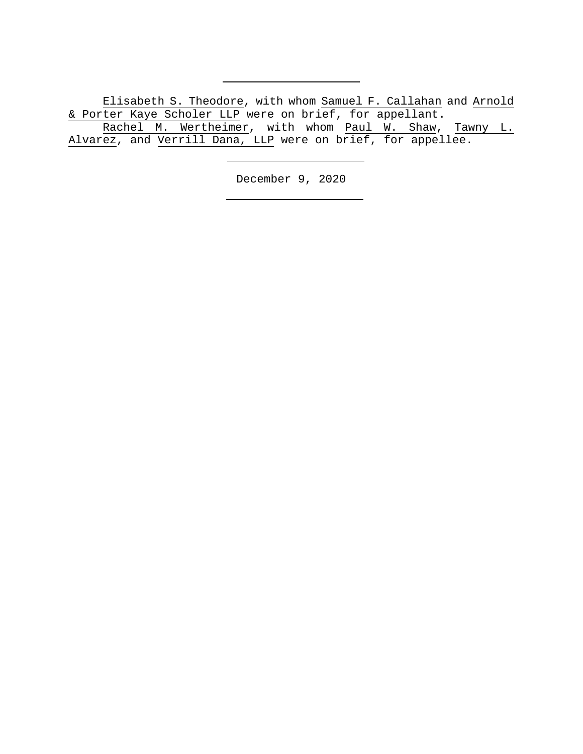---

Elisabeth S. Theodore, with whom Samuel F. Callahan and Arnold & Porter Kaye Scholer LLP were on brief, for appellant.

Rachel M. Wertheimer, with whom Paul W. Shaw, Tawny L. Alvarez, and Verrill Dana, LLP were on brief, for appellee.

---

December 9, 2020

---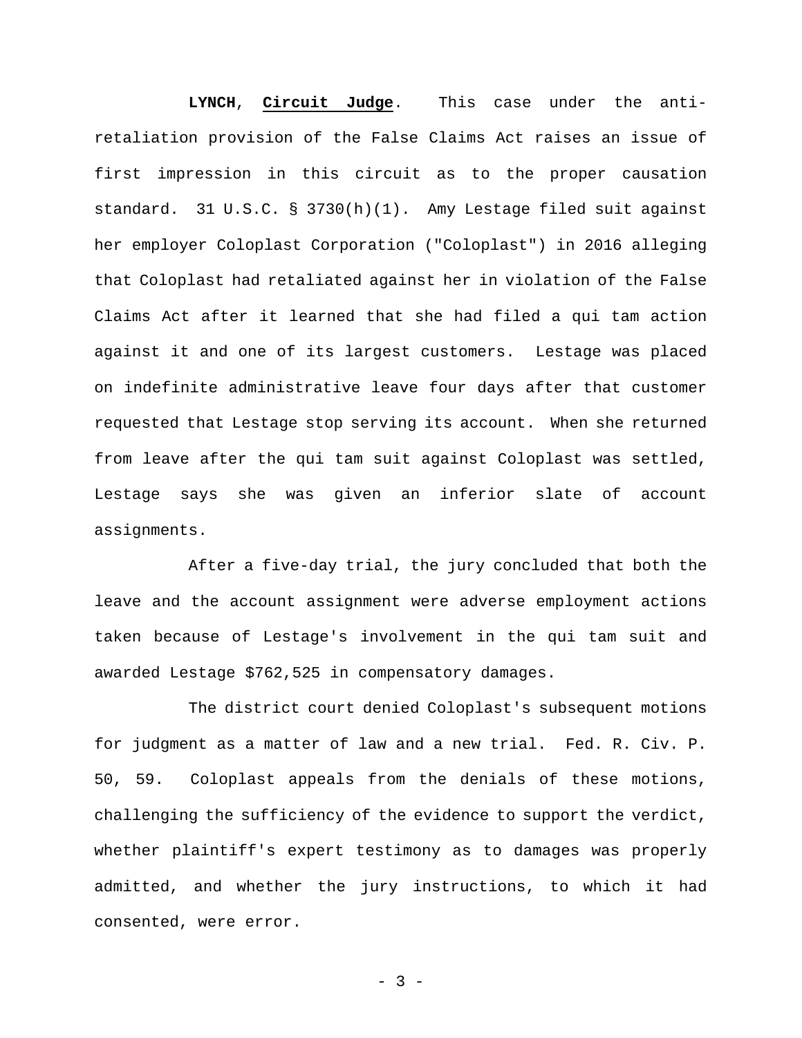**LYNCH**, **Circuit Judge**. This case under the anti-retaliation provision of the False Claims Act raises an issue of first impression in this circuit as to the proper causation standard. 31 U.S.C. § 3730(h)(1). Amy Lestage filed suit against her employer Coloplast Corporation ("Coloplast") in 2016 alleging that Coloplast had retaliated against her in violation of the False Claims Act after it learned that she had filed a qui tam action against it and one of its largest customers. Lestage was placed on indefinite administrative leave four days after that customer requested that Lestage stop serving its account. When she returned from leave after the qui tam suit against Coloplast was settled, Lestage says she was given an inferior slate of account assignments.

After a five-day trial, the jury concluded that both the leave and the account assignment were adverse employment actions taken because of Lestage's involvement in the qui tam suit and awarded Lestage $762,525 in compensatory damages.

The district court denied Coloplast's subsequent motions for judgment as a matter of law and a new trial. Fed. R. Civ. P. 50, 59. Coloplast appeals from the denials of these motions, challenging the sufficiency of the evidence to support the verdict, whether plaintiff's expert testimony as to damages was properly admitted, and whether the jury instructions, to which it had consented, were error.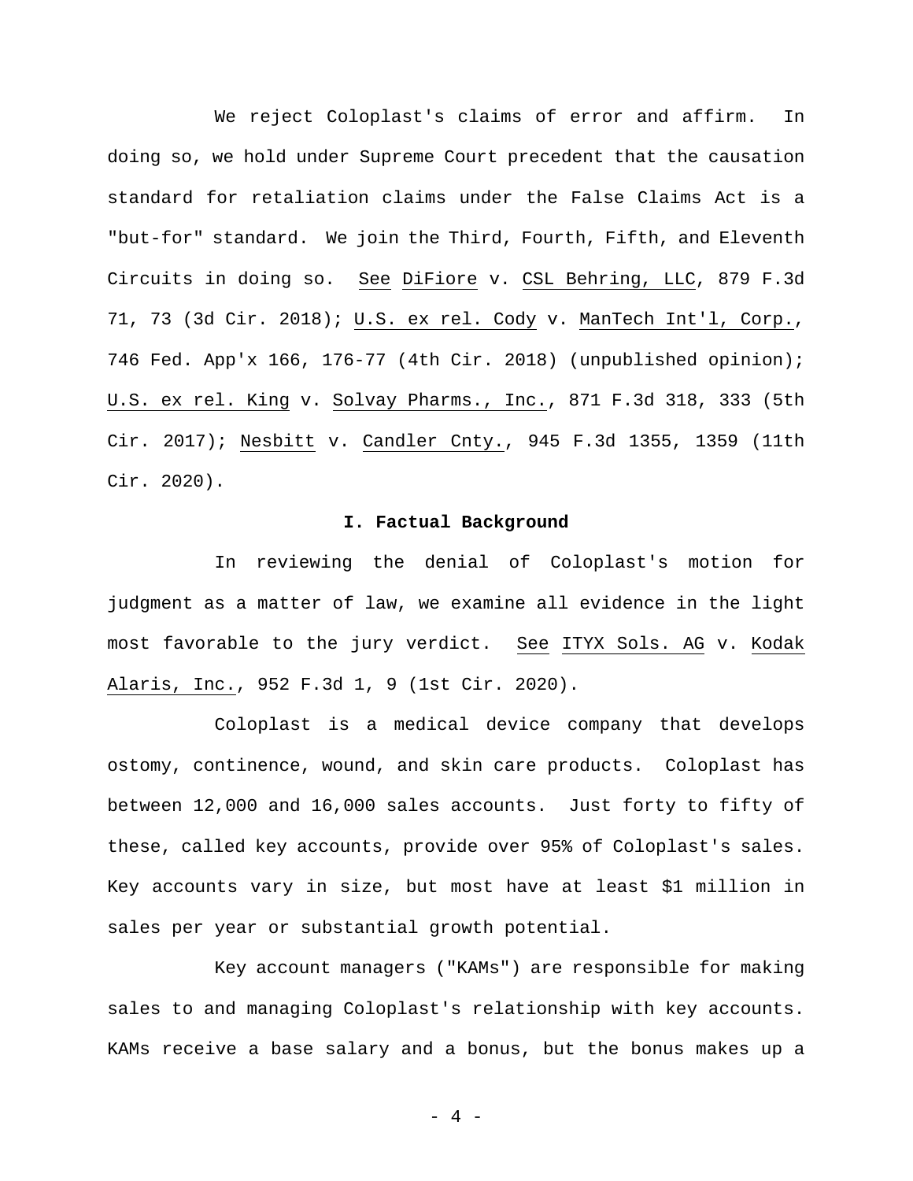We reject Coloplast's claims of error and affirm. In doing so, we hold under Supreme Court precedent that the causation standard for retaliation claims under the False Claims Act is a "but-for" standard. We join the Third, Fourth, Fifth, and Eleventh Circuits in doing so. See DiFiore v. CSL Behring, LLC, 879 F.3d 71, 73 (3d Cir. 2018); U.S. ex rel. Cody v. ManTech Int'l, Corp., 746 Fed. App'x 166, 176-77 (4th Cir. 2018) (unpublished opinion); U.S. ex rel. King v. Solvay Pharms., Inc., 871 F.3d 318, 333 (5th Cir. 2017); Nesbitt v. Candler Cnty., 945 F.3d 1355, 1359 (11th Cir. 2020).

## I. Factual Background

In reviewing the denial of Coloplast's motion for judgment as a matter of law, we examine all evidence in the light most favorable to the jury verdict. See ITYX Sols. AG v. Kodak Alaris, Inc., 952 F.3d 1, 9 (1st Cir. 2020).

Coloplast is a medical device company that develops ostomy, continence, wound, and skin care products. Coloplast has between 12,000 and 16,000 sales accounts. Just forty to fifty of these, called key accounts, provide over 95% of Coloplast's sales. Key accounts vary in size, but most have at least $1 million in sales per year or substantial growth potential.

Key account managers ("KAMs") are responsible for making sales to and managing Coloplast's relationship with key accounts. KAMs receive a base salary and a bonus, but the bonus makes up a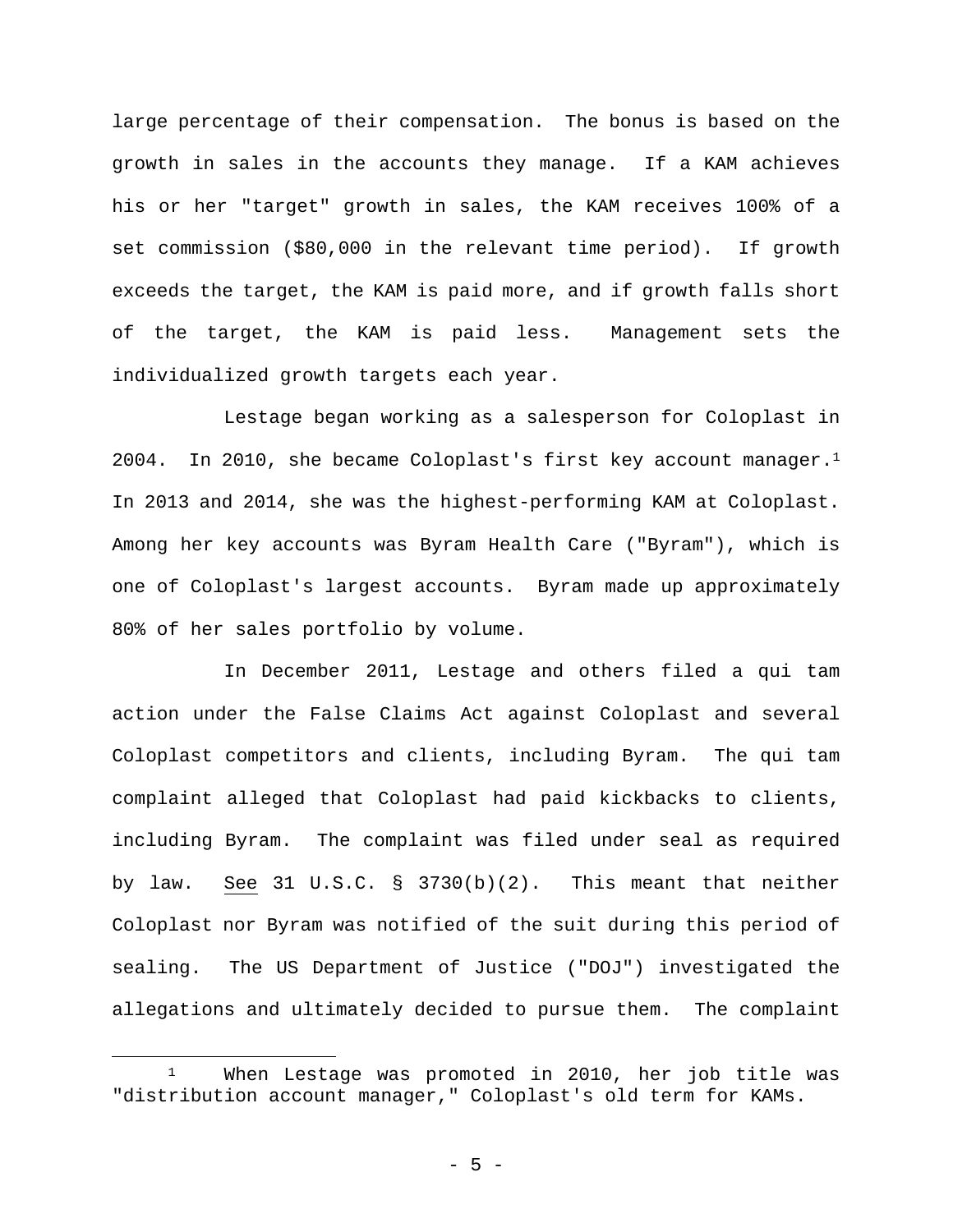large percentage of their compensation. The bonus is based on the growth in sales in the accounts they manage. If a KAM achieves his or her "target" growth in sales, the KAM receives 100% of a set commission ($80,000 in the relevant time period). If growth exceeds the target, the KAM is paid more, and if growth falls short of the target, the KAM is paid less. Management sets the individualized growth targets each year.

Lestage began working as a salesperson for Coloplast in 2004. In 2010, she became Coloplast's first key account manager.[1] In 2013 and 2014, she was the highest-performing KAM at Coloplast. Among her key accounts was Byram Health Care ("Byram"), which is one of Coloplast's largest accounts. Byram made up approximately 80% of her sales portfolio by volume.

In December 2011, Lestage and others filed a qui tam action under the False Claims Act against Coloplast and several Coloplast competitors and clients, including Byram. The qui tam complaint alleged that Coloplast had paid kickbacks to clients, including Byram. The complaint was filed under seal as required by law. See 31 U.S.C. § 3730(b)(2). This meant that neither Coloplast nor Byram was notified of the suit during this period of sealing. The US Department of Justice ("DOJ") investigated the allegations and ultimately decided to pursue them. The complaint

---

[1] When Lestage was promoted in 2010, her job title was "distribution account manager," Coloplast's old term for KAMs.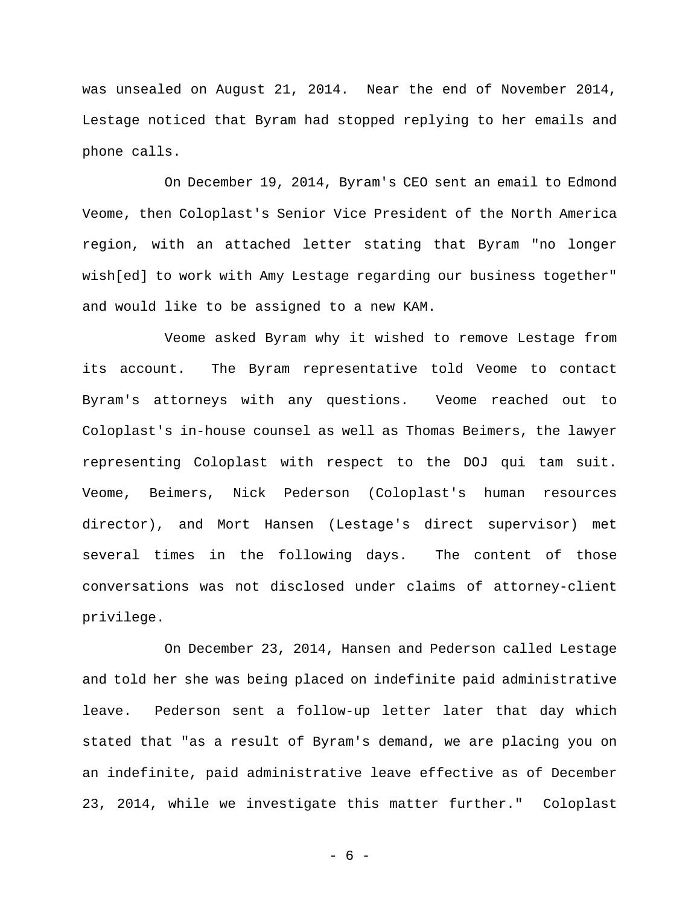was unsealed on August 21, 2014. Near the end of November 2014, Lestage noticed that Byram had stopped replying to her emails and phone calls.

On December 19, 2014, Byram's CEO sent an email to Edmond Veome, then Coloplast's Senior Vice President of the North America region, with an attached letter stating that Byram "no longer wish[ed] to work with Amy Lestage regarding our business together" and would like to be assigned to a new KAM.

Veome asked Byram why it wished to remove Lestage from its account. The Byram representative told Veome to contact Byram's attorneys with any questions. Veome reached out to Coloplast's in-house counsel as well as Thomas Beimers, the lawyer representing Coloplast with respect to the DOJ qui tam suit. Veome, Beimers, Nick Pederson (Coloplast's human resources director), and Mort Hansen (Lestage's direct supervisor) met several times in the following days. The content of those conversations was not disclosed under claims of attorney-client privilege.

On December 23, 2014, Hansen and Pederson called Lestage and told her she was being placed on indefinite paid administrative leave. Pederson sent a follow-up letter later that day which stated that "as a result of Byram's demand, we are placing you on an indefinite, paid administrative leave effective as of December 23, 2014, while we investigate this matter further." Coloplast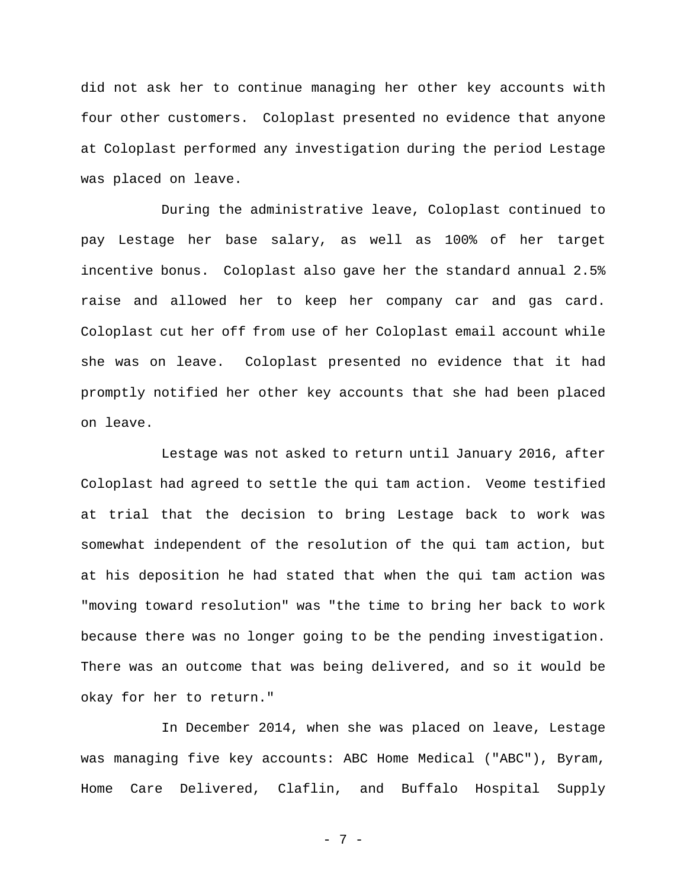did not ask her to continue managing her other key accounts with four other customers. Coloplast presented no evidence that anyone at Coloplast performed any investigation during the period Lestage was placed on leave.

During the administrative leave, Coloplast continued to pay Lestage her base salary, as well as 100% of her target incentive bonus. Coloplast also gave her the standard annual 2.5% raise and allowed her to keep her company car and gas card. Coloplast cut her off from use of her Coloplast email account while she was on leave. Coloplast presented no evidence that it had promptly notified her other key accounts that she had been placed on leave.

Lestage was not asked to return until January 2016, after Coloplast had agreed to settle the qui tam action. Veome testified at trial that the decision to bring Lestage back to work was somewhat independent of the resolution of the qui tam action, but at his deposition he had stated that when the qui tam action was "moving toward resolution" was "the time to bring her back to work because there was no longer going to be the pending investigation. There was an outcome that was being delivered, and so it would be okay for her to return."

In December 2014, when she was placed on leave, Lestage was managing five key accounts: ABC Home Medical ("ABC"), Byram, Home Care Delivered, Claflin, and Buffalo Hospital Supply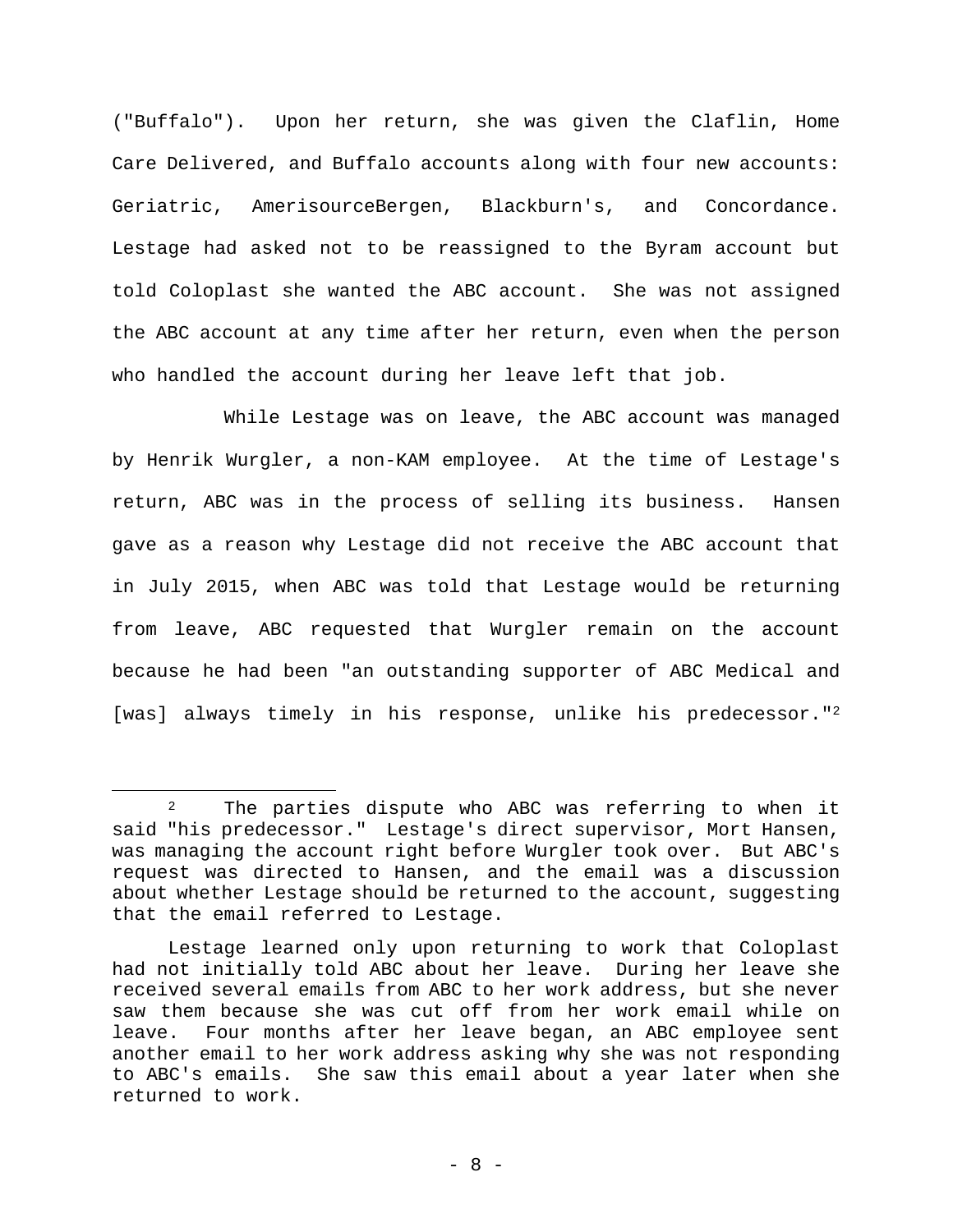("Buffalo"). Upon her return, she was given the Claflin, Home Care Delivered, and Buffalo accounts along with four new accounts: Geriatric, AmerisourceBergen, Blackburn's, and Concordance. Lestage had asked not to be reassigned to the Byram account but told Coloplast she wanted the ABC account. She was not assigned the ABC account at any time after her return, even when the person who handled the account during her leave left that job.

While Lestage was on leave, the ABC account was managed by Henrik Wurgler, a non-KAM employee. At the time of Lestage's return, ABC was in the process of selling its business. Hansen gave as a reason why Lestage did not receive the ABC account that in July 2015, when ABC was told that Lestage would be returning from leave, ABC requested that Wurgler remain on the account because he had been "an outstanding supporter of ABC Medical and [was] always timely in his response, unlike his predecessor."[2]

---

[2] The parties dispute who ABC was referring to when it said "his predecessor." Lestage's direct supervisor, Mort Hansen, was managing the account right before Wurgler took over. But ABC's request was directed to Hansen, and the email was a discussion about whether Lestage should be returned to the account, suggesting that the email referred to Lestage.

Lestage learned only upon returning to work that Coloplast had not initially told ABC about her leave. During her leave she received several emails from ABC to her work address, but she never saw them because she was cut off from her work email while on leave. Four months after her leave began, an ABC employee sent another email to her work address asking why she was not responding to ABC's emails. She saw this email about a year later when she returned to work.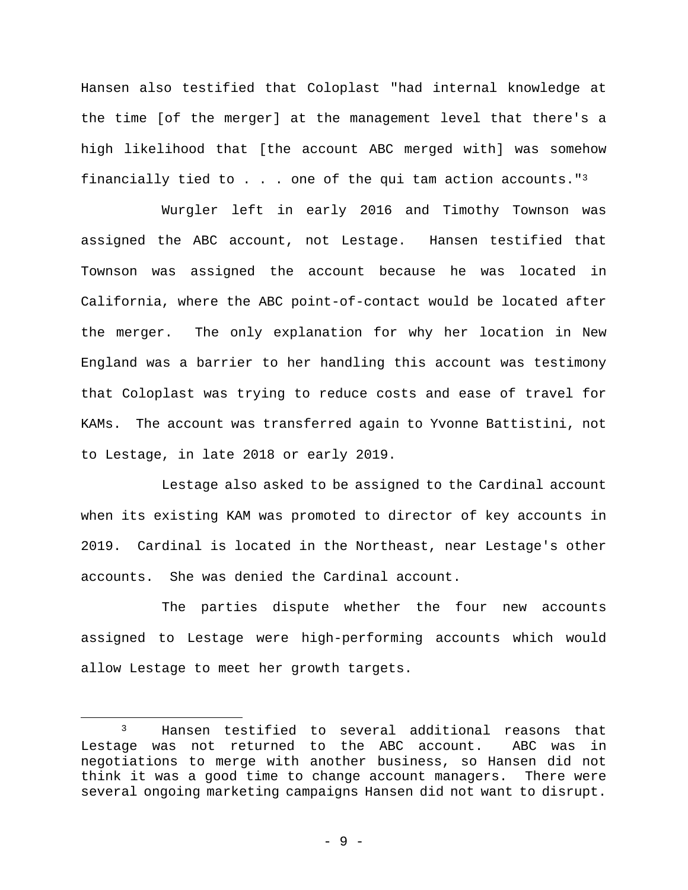Hansen also testified that Coloplast "had internal knowledge at the time [of the merger] at the management level that there's a high likelihood that [the account ABC merged with] was somehow financially tied to . . . one of the qui tam action accounts."[3]

Wurgler left in early 2016 and Timothy Townson was assigned the ABC account, not Lestage. Hansen testified that Townson was assigned the account because he was located in California, where the ABC point-of-contact would be located after the merger. The only explanation for why her location in New England was a barrier to her handling this account was testimony that Coloplast was trying to reduce costs and ease of travel for KAMs. The account was transferred again to Yvonne Battistini, not to Lestage, in late 2018 or early 2019.

Lestage also asked to be assigned to the Cardinal account when its existing KAM was promoted to director of key accounts in 2019. Cardinal is located in the Northeast, near Lestage's other accounts. She was denied the Cardinal account.

The parties dispute whether the four new accounts assigned to Lestage were high-performing accounts which would allow Lestage to meet her growth targets.

---

[3] Hansen testified to several additional reasons that Lestage was not returned to the ABC account. ABC was in negotiations to merge with another business, so Hansen did not think it was a good time to change account managers. There were several ongoing marketing campaigns Hansen did not want to disrupt.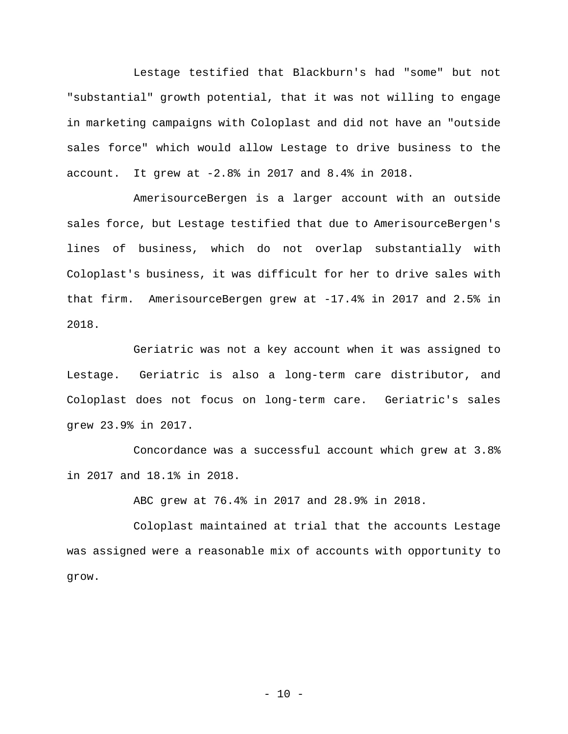Lestage testified that Blackburn's had "some" but not "substantial" growth potential, that it was not willing to engage in marketing campaigns with Coloplast and did not have an "outside sales force" which would allow Lestage to drive business to the account. It grew at -2.8% in 2017 and 8.4% in 2018.

AmerisourceBergen is a larger account with an outside sales force, but Lestage testified that due to AmerisourceBergen's lines of business, which do not overlap substantially with Coloplast's business, it was difficult for her to drive sales with that firm. AmerisourceBergen grew at -17.4% in 2017 and 2.5% in 2018.

Geriatric was not a key account when it was assigned to Lestage. Geriatric is also a long-term care distributor, and Coloplast does not focus on long-term care. Geriatric's sales grew 23.9% in 2017.

Concordance was a successful account which grew at 3.8% in 2017 and 18.1% in 2018.

ABC grew at 76.4% in 2017 and 28.9% in 2018.

Coloplast maintained at trial that the accounts Lestage was assigned were a reasonable mix of accounts with opportunity to grow.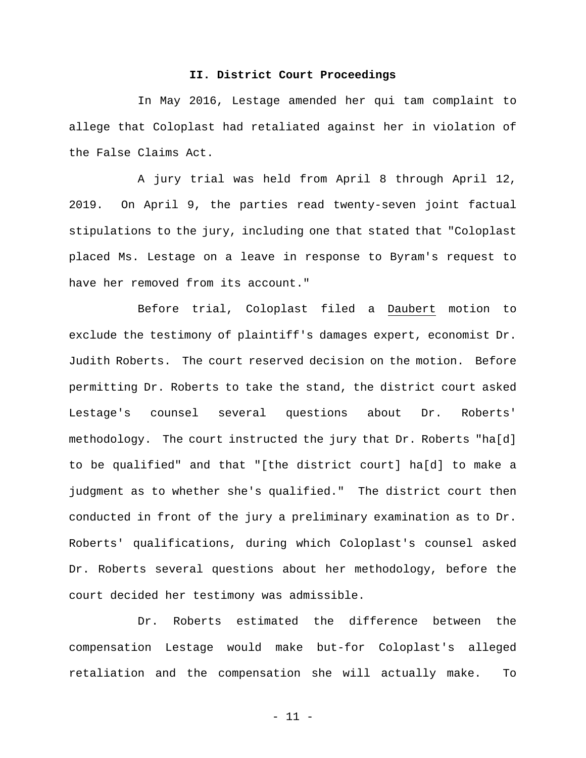## II. District Court Proceedings

In May 2016, Lestage amended her qui tam complaint to allege that Coloplast had retaliated against her in violation of the False Claims Act.

A jury trial was held from April 8 through April 12, 2019. On April 9, the parties read twenty-seven joint factual stipulations to the jury, including one that stated that "Coloplast placed Ms. Lestage on a leave in response to Byram's request to have her removed from its account."

Before trial, Coloplast filed a Daubert motion to exclude the testimony of plaintiff's damages expert, economist Dr. Judith Roberts. The court reserved decision on the motion. Before permitting Dr. Roberts to take the stand, the district court asked Lestage's counsel several questions about Dr. Roberts' methodology. The court instructed the jury that Dr. Roberts "ha[d] to be qualified" and that "[the district court] ha[d] to make a judgment as to whether she's qualified." The district court then conducted in front of the jury a preliminary examination as to Dr. Roberts' qualifications, during which Coloplast's counsel asked Dr. Roberts several questions about her methodology, before the court decided her testimony was admissible.

Dr. Roberts estimated the difference between the compensation Lestage would make but-for Coloplast's alleged retaliation and the compensation she will actually make. To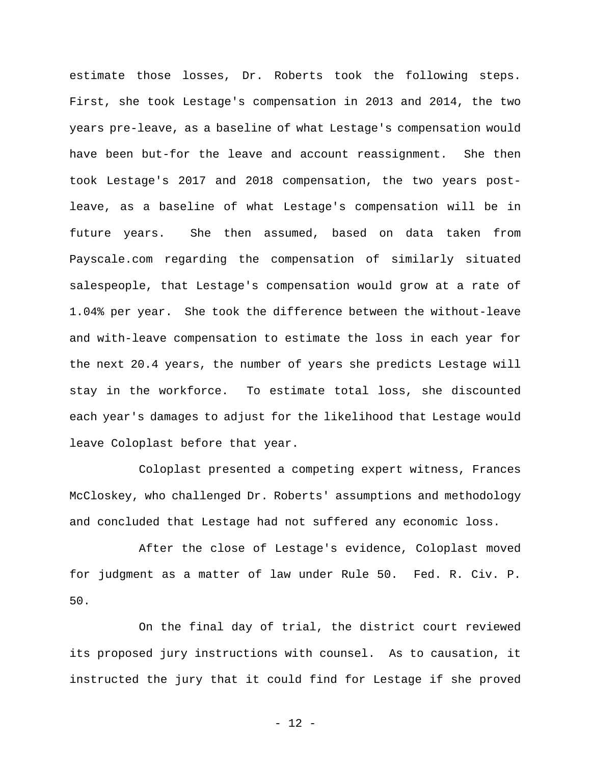estimate those losses, Dr. Roberts took the following steps. First, she took Lestage's compensation in 2013 and 2014, the two years pre-leave, as a baseline of what Lestage's compensation would have been but-for the leave and account reassignment. She then took Lestage's 2017 and 2018 compensation, the two years post-leave, as a baseline of what Lestage's compensation will be in future years. She then assumed, based on data taken from Payscale.com regarding the compensation of similarly situated salespeople, that Lestage's compensation would grow at a rate of 1.04% per year. She took the difference between the without-leave and with-leave compensation to estimate the loss in each year for the next 20.4 years, the number of years she predicts Lestage will stay in the workforce. To estimate total loss, she discounted each year's damages to adjust for the likelihood that Lestage would leave Coloplast before that year.

Coloplast presented a competing expert witness, Frances McCloskey, who challenged Dr. Roberts' assumptions and methodology and concluded that Lestage had not suffered any economic loss.

After the close of Lestage's evidence, Coloplast moved for judgment as a matter of law under Rule 50. Fed. R. Civ. P. 50.

On the final day of trial, the district court reviewed its proposed jury instructions with counsel. As to causation, it instructed the jury that it could find for Lestage if she proved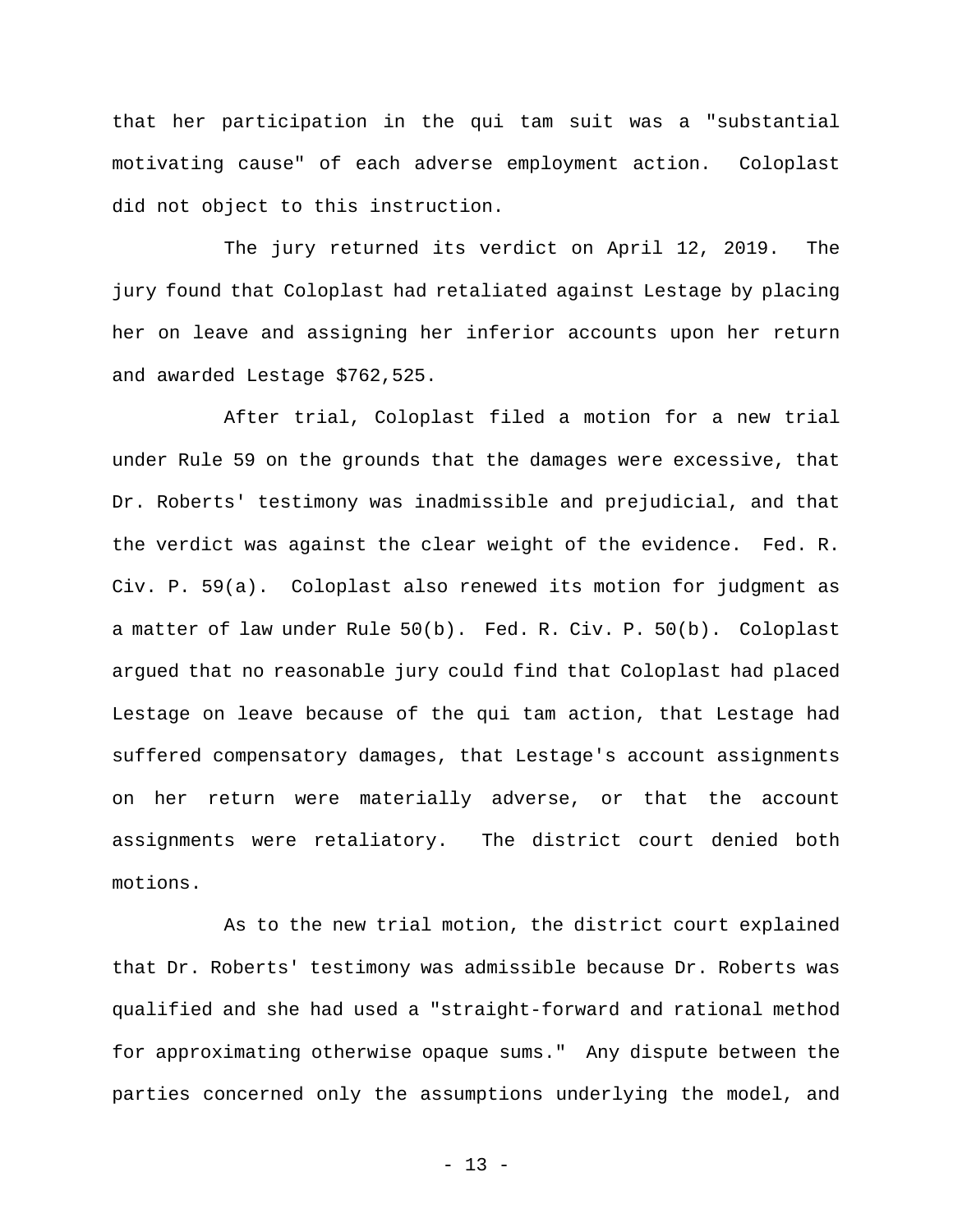that her participation in the qui tam suit was a "substantial motivating cause" of each adverse employment action. Coloplast did not object to this instruction.

The jury returned its verdict on April 12, 2019. The jury found that Coloplast had retaliated against Lestage by placing her on leave and assigning her inferior accounts upon her return and awarded Lestage $762,525.

After trial, Coloplast filed a motion for a new trial under Rule 59 on the grounds that the damages were excessive, that Dr. Roberts' testimony was inadmissible and prejudicial, and that the verdict was against the clear weight of the evidence. Fed. R. Civ. P. 59(a). Coloplast also renewed its motion for judgment as a matter of law under Rule 50(b). Fed. R. Civ. P. 50(b). Coloplast argued that no reasonable jury could find that Coloplast had placed Lestage on leave because of the qui tam action, that Lestage had suffered compensatory damages, that Lestage's account assignments on her return were materially adverse, or that the account assignments were retaliatory. The district court denied both motions.

As to the new trial motion, the district court explained that Dr. Roberts' testimony was admissible because Dr. Roberts was qualified and she had used a "straight-forward and rational method for approximating otherwise opaque sums." Any dispute between the parties concerned only the assumptions underlying the model, and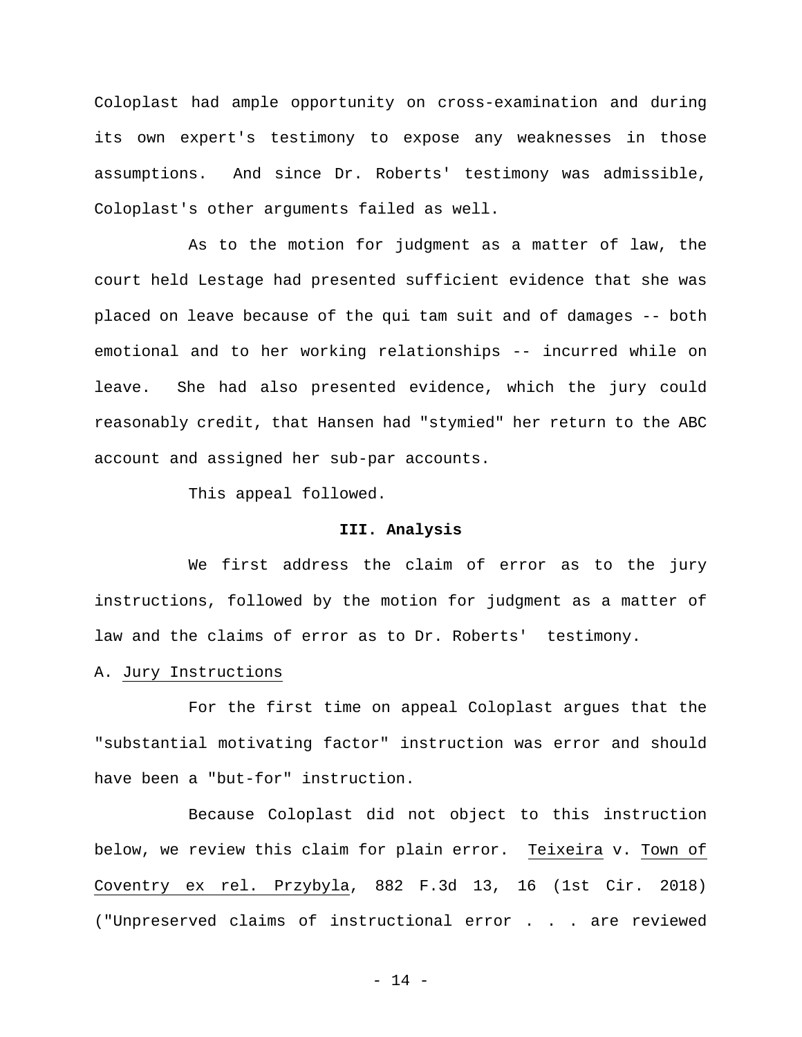Coloplast had ample opportunity on cross-examination and during its own expert's testimony to expose any weaknesses in those assumptions. And since Dr. Roberts' testimony was admissible, Coloplast's other arguments failed as well.

As to the motion for judgment as a matter of law, the court held Lestage had presented sufficient evidence that she was placed on leave because of the qui tam suit and of damages -- both emotional and to her working relationships -- incurred while on leave. She had also presented evidence, which the jury could reasonably credit, that Hansen had "stymied" her return to the ABC account and assigned her sub-par accounts.

This appeal followed.

## III. Analysis

We first address the claim of error as to the jury instructions, followed by the motion for judgment as a matter of law and the claims of error as to Dr. Roberts' testimony.

### A. Jury Instructions

For the first time on appeal Coloplast argues that the "substantial motivating factor" instruction was error and should have been a "but-for" instruction.

Because Coloplast did not object to this instruction below, we review this claim for plain error. Teixeira v. Town of Coventry ex rel. Przybyla, 882 F.3d 13, 16 (1st Cir. 2018) ("Unpreserved claims of instructional error . . . are reviewed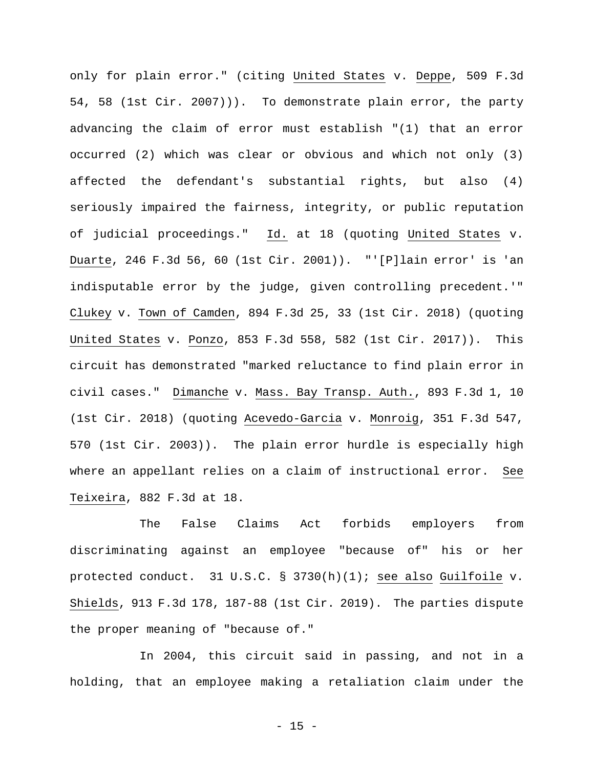only for plain error." (citing United States v. Deppe, 509 F.3d 54, 58 (1st Cir. 2007))). To demonstrate plain error, the party advancing the claim of error must establish "(1) that an error occurred (2) which was clear or obvious and which not only (3) affected the defendant's substantial rights, but also (4) seriously impaired the fairness, integrity, or public reputation of judicial proceedings." Id. at 18 (quoting United States v. Duarte, 246 F.3d 56, 60 (1st Cir. 2001)). "'[P]lain error' is 'an indisputable error by the judge, given controlling precedent.'" Clukey v. Town of Camden, 894 F.3d 25, 33 (1st Cir. 2018) (quoting United States v. Ponzo, 853 F.3d 558, 582 (1st Cir. 2017)). This circuit has demonstrated "marked reluctance to find plain error in civil cases." Dimanche v. Mass. Bay Transp. Auth., 893 F.3d 1, 10 (1st Cir. 2018) (quoting Acevedo-Garcia v. Monroig, 351 F.3d 547, 570 (1st Cir. 2003)). The plain error hurdle is especially high where an appellant relies on a claim of instructional error. See Teixeira, 882 F.3d at 18.

The False Claims Act forbids employers from discriminating against an employee "because of" his or her protected conduct. 31 U.S.C. § 3730(h)(1); see also Guilfoile v. Shields, 913 F.3d 178, 187-88 (1st Cir. 2019). The parties dispute the proper meaning of "because of."

In 2004, this circuit said in passing, and not in a holding, that an employee making a retaliation claim under the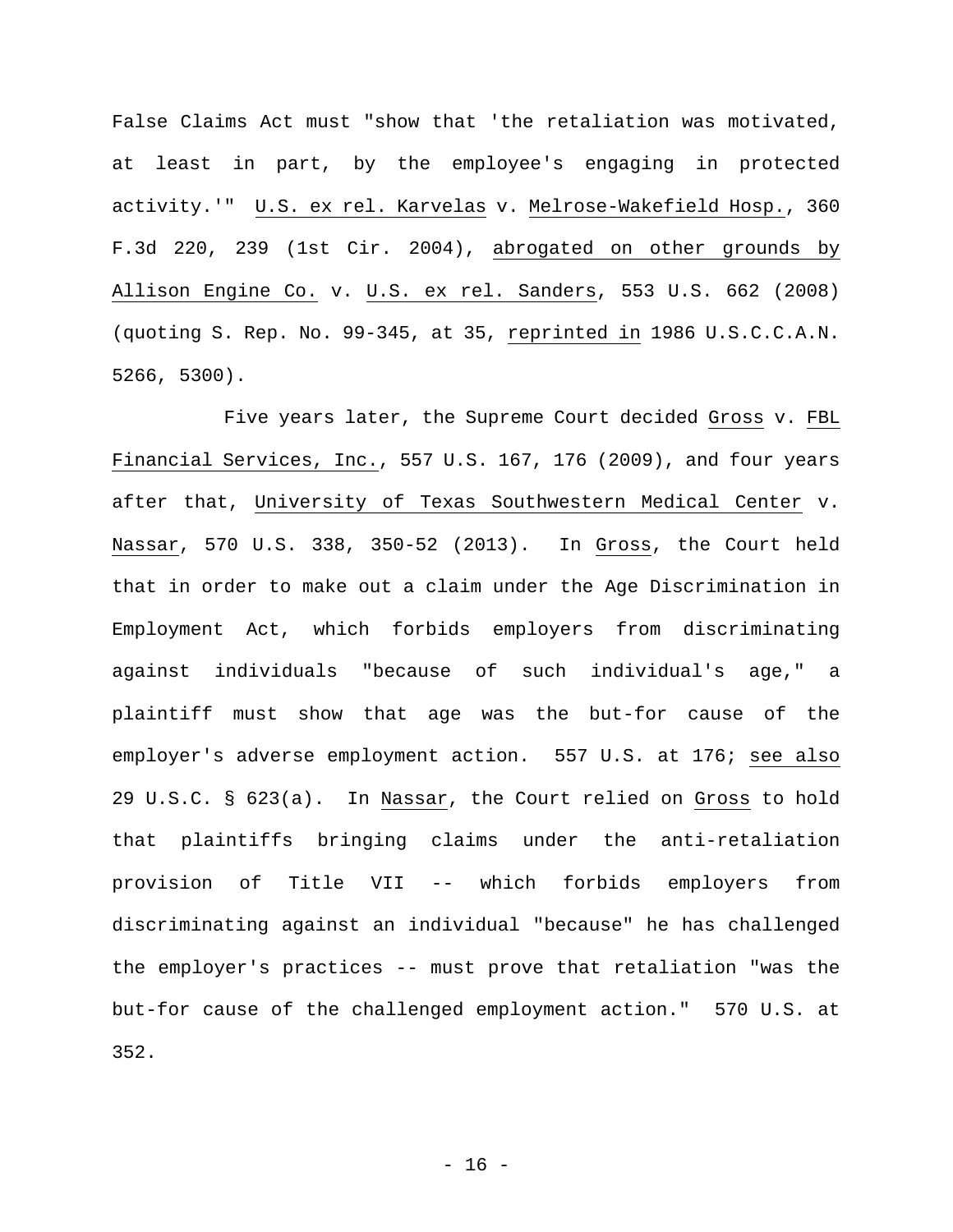False Claims Act must "show that 'the retaliation was motivated, at least in part, by the employee's engaging in protected activity.'" U.S. ex rel. Karvelas v. Melrose-Wakefield Hosp., 360 F.3d 220, 239 (1st Cir. 2004), abrogated on other grounds by Allison Engine Co. v. U.S. ex rel. Sanders, 553 U.S. 662 (2008) (quoting S. Rep. No. 99-345, at 35, reprinted in 1986 U.S.C.C.A.N. 5266, 5300).

Five years later, the Supreme Court decided Gross v. FBL Financial Services, Inc., 557 U.S. 167, 176 (2009), and four years after that, University of Texas Southwestern Medical Center v. Nassar, 570 U.S. 338, 350-52 (2013). In Gross, the Court held that in order to make out a claim under the Age Discrimination in Employment Act, which forbids employers from discriminating against individuals "because of such individual's age," a plaintiff must show that age was the but-for cause of the employer's adverse employment action. 557 U.S. at 176; see also 29 U.S.C. § 623(a). In Nassar, the Court relied on Gross to hold that plaintiffs bringing claims under the anti-retaliation provision of Title VII -- which forbids employers from discriminating against an individual "because" he has challenged the employer's practices -- must prove that retaliation "was the but-for cause of the challenged employment action." 570 U.S. at 352.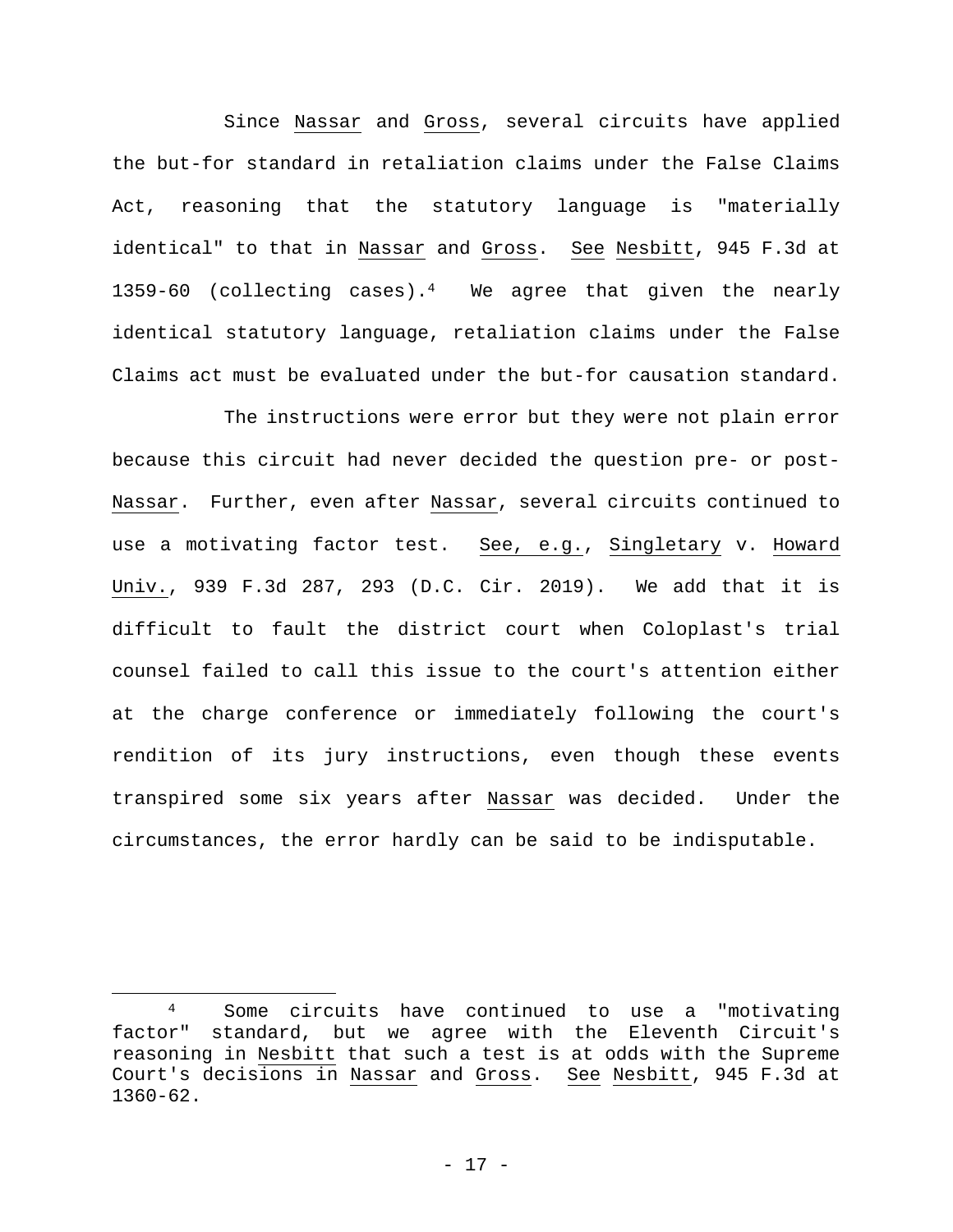Since Nassar and Gross, several circuits have applied the but-for standard in retaliation claims under the False Claims Act, reasoning that the statutory language is "materially identical" to that in Nassar and Gross. See Nesbitt, 945 F.3d at 1359-60 (collecting cases).[4] We agree that given the nearly identical statutory language, retaliation claims under the False Claims act must be evaluated under the but-for causation standard.

The instructions were error but they were not plain error because this circuit had never decided the question pre- or post-Nassar. Further, even after Nassar, several circuits continued to use a motivating factor test. See, e.g., Singletary v. Howard Univ., 939 F.3d 287, 293 (D.C. Cir. 2019). We add that it is difficult to fault the district court when Coloplast's trial counsel failed to call this issue to the court's attention either at the charge conference or immediately following the court's rendition of its jury instructions, even though these events transpired some six years after Nassar was decided. Under the circumstances, the error hardly can be said to be indisputable.

---

[4] Some circuits have continued to use a "motivating factor" standard, but we agree with the Eleventh Circuit's reasoning in Nesbitt that such a test is at odds with the Supreme Court's decisions in Nassar and Gross. See Nesbitt, 945 F.3d at 1360-62.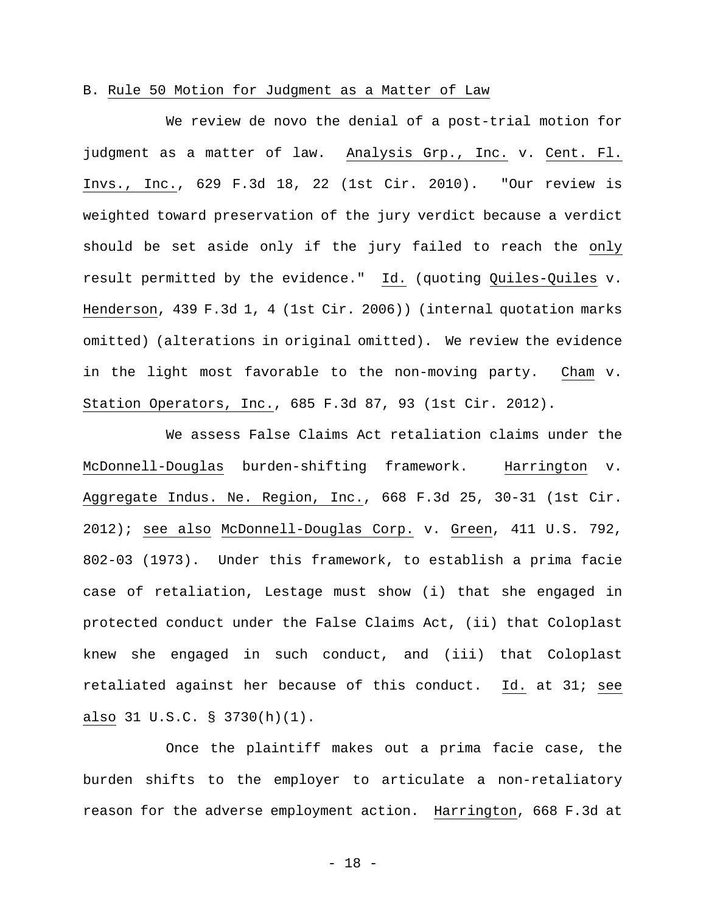B. Rule 50 Motion for Judgment as a Matter of Law

We review de novo the denial of a post-trial motion for judgment as a matter of law. Analysis Grp., Inc. v. Cent. Fl. Invs., Inc., 629 F.3d 18, 22 (1st Cir. 2010). "Our review is weighted toward preservation of the jury verdict because a verdict should be set aside only if the jury failed to reach the only result permitted by the evidence." Id. (quoting Quiles-Quiles v. Henderson, 439 F.3d 1, 4 (1st Cir. 2006)) (internal quotation marks omitted) (alterations in original omitted). We review the evidence in the light most favorable to the non-moving party. Cham v. Station Operators, Inc., 685 F.3d 87, 93 (1st Cir. 2012).

We assess False Claims Act retaliation claims under the McDonnell-Douglas burden-shifting framework. Harrington v. Aggregate Indus. Ne. Region, Inc., 668 F.3d 25, 30-31 (1st Cir. 2012); see also McDonnell-Douglas Corp. v. Green, 411 U.S. 792, 802-03 (1973). Under this framework, to establish a prima facie case of retaliation, Lestage must show (i) that she engaged in protected conduct under the False Claims Act, (ii) that Coloplast knew she engaged in such conduct, and (iii) that Coloplast retaliated against her because of this conduct. Id. at 31; see also 31 U.S.C. § 3730(h)(1).

Once the plaintiff makes out a prima facie case, the burden shifts to the employer to articulate a non-retaliatory reason for the adverse employment action. Harrington, 668 F.3d at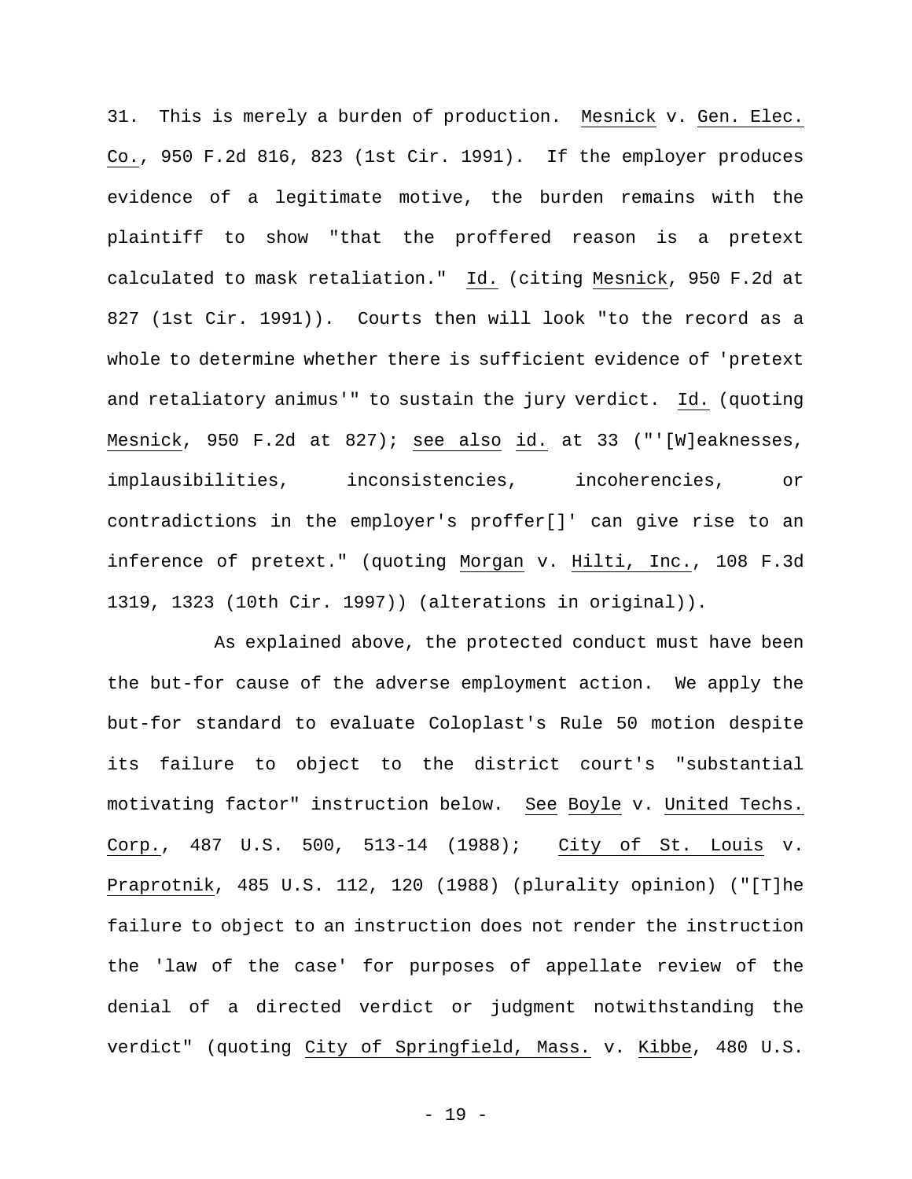31. This is merely a burden of production. Mesnick v. Gen. Elec. Co., 950 F.2d 816, 823 (1st Cir. 1991). If the employer produces evidence of a legitimate motive, the burden remains with the plaintiff to show "that the proffered reason is a pretext calculated to mask retaliation." Id. (citing Mesnick, 950 F.2d at 827 (1st Cir. 1991)). Courts then will look "to the record as a whole to determine whether there is sufficient evidence of 'pretext and retaliatory animus'" to sustain the jury verdict. Id. (quoting Mesnick, 950 F.2d at 827); see also id. at 33 ("'[W]eaknesses, implausibilities, inconsistencies, incoherencies, or contradictions in the employer's proffer[]' can give rise to an inference of pretext." (quoting Morgan v. Hilti, Inc., 108 F.3d 1319, 1323 (10th Cir. 1997)) (alterations in original)).

As explained above, the protected conduct must have been the but-for cause of the adverse employment action. We apply the but-for standard to evaluate Coloplast's Rule 50 motion despite its failure to object to the district court's "substantial motivating factor" instruction below. See Boyle v. United Techs. Corp., 487 U.S. 500, 513-14 (1988); City of St. Louis v. Praprotnik, 485 U.S. 112, 120 (1988) (plurality opinion) ("[T]he failure to object to an instruction does not render the instruction the 'law of the case' for purposes of appellate review of the denial of a directed verdict or judgment notwithstanding the verdict" (quoting City of Springfield, Mass. v. Kibbe, 480 U.S.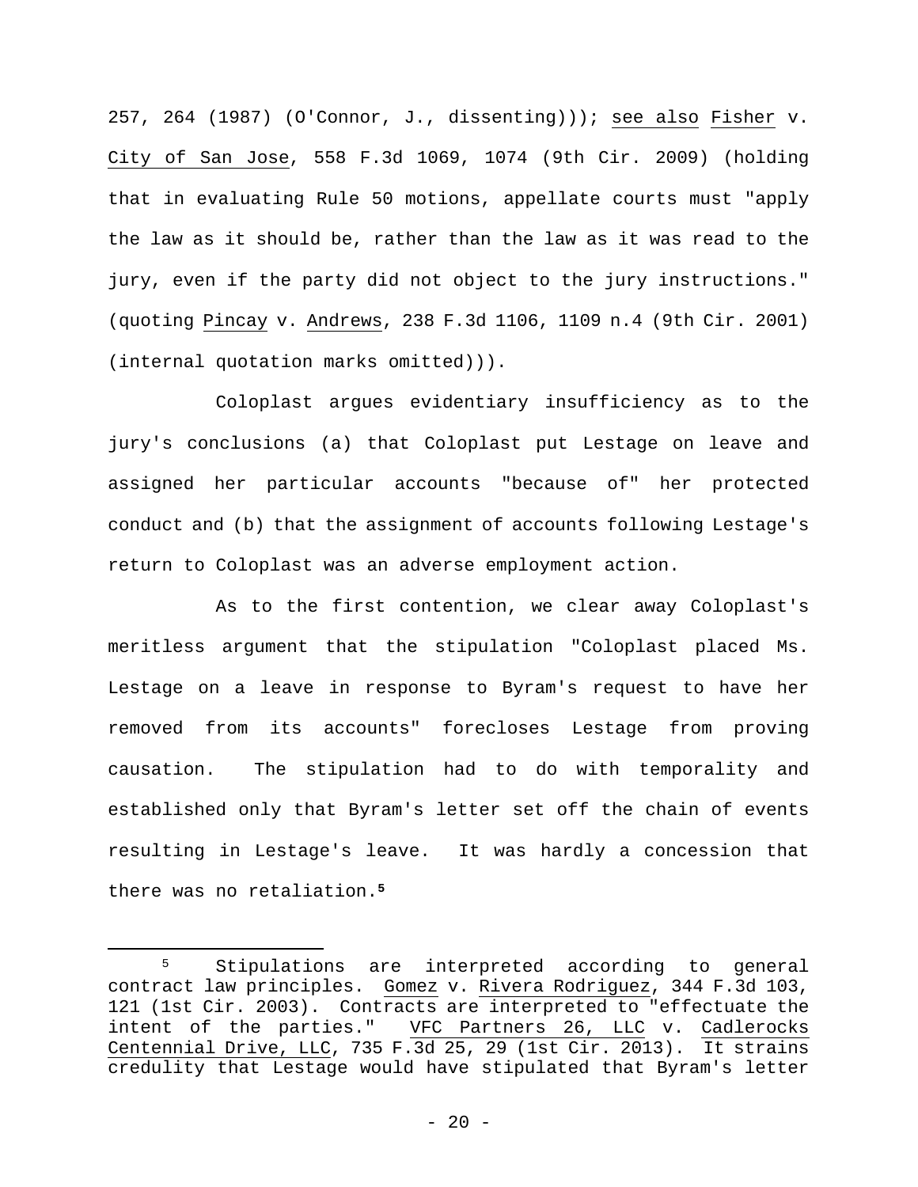257, 264 (1987) (O'Connor, J., dissenting))); see also Fisher v. City of San Jose, 558 F.3d 1069, 1074 (9th Cir. 2009) (holding that in evaluating Rule 50 motions, appellate courts must "apply the law as it should be, rather than the law as it was read to the jury, even if the party did not object to the jury instructions." (quoting Pincay v. Andrews, 238 F.3d 1106, 1109 n.4 (9th Cir. 2001) (internal quotation marks omitted))).

Coloplast argues evidentiary insufficiency as to the jury's conclusions (a) that Coloplast put Lestage on leave and assigned her particular accounts "because of" her protected conduct and (b) that the assignment of accounts following Lestage's return to Coloplast was an adverse employment action.

As to the first contention, we clear away Coloplast's meritless argument that the stipulation "Coloplast placed Ms. Lestage on a leave in response to Byram's request to have her removed from its accounts" forecloses Lestage from proving causation. The stipulation had to do with temporality and established only that Byram's letter set off the chain of events resulting in Lestage's leave. It was hardly a concession that there was no retaliation.[5]

[5] Stipulations are interpreted according to general contract law principles. Gomez v. Rivera Rodriguez, 344 F.3d 103, 121 (1st Cir. 2003). Contracts are interpreted to "effectuate the intent of the parties." VFC Partners 26, LLC v. Cadlerocks Centennial Drive, LLC, 735 F.3d 25, 29 (1st Cir. 2013). It strains credulity that Lestage would have stipulated that Byram's letter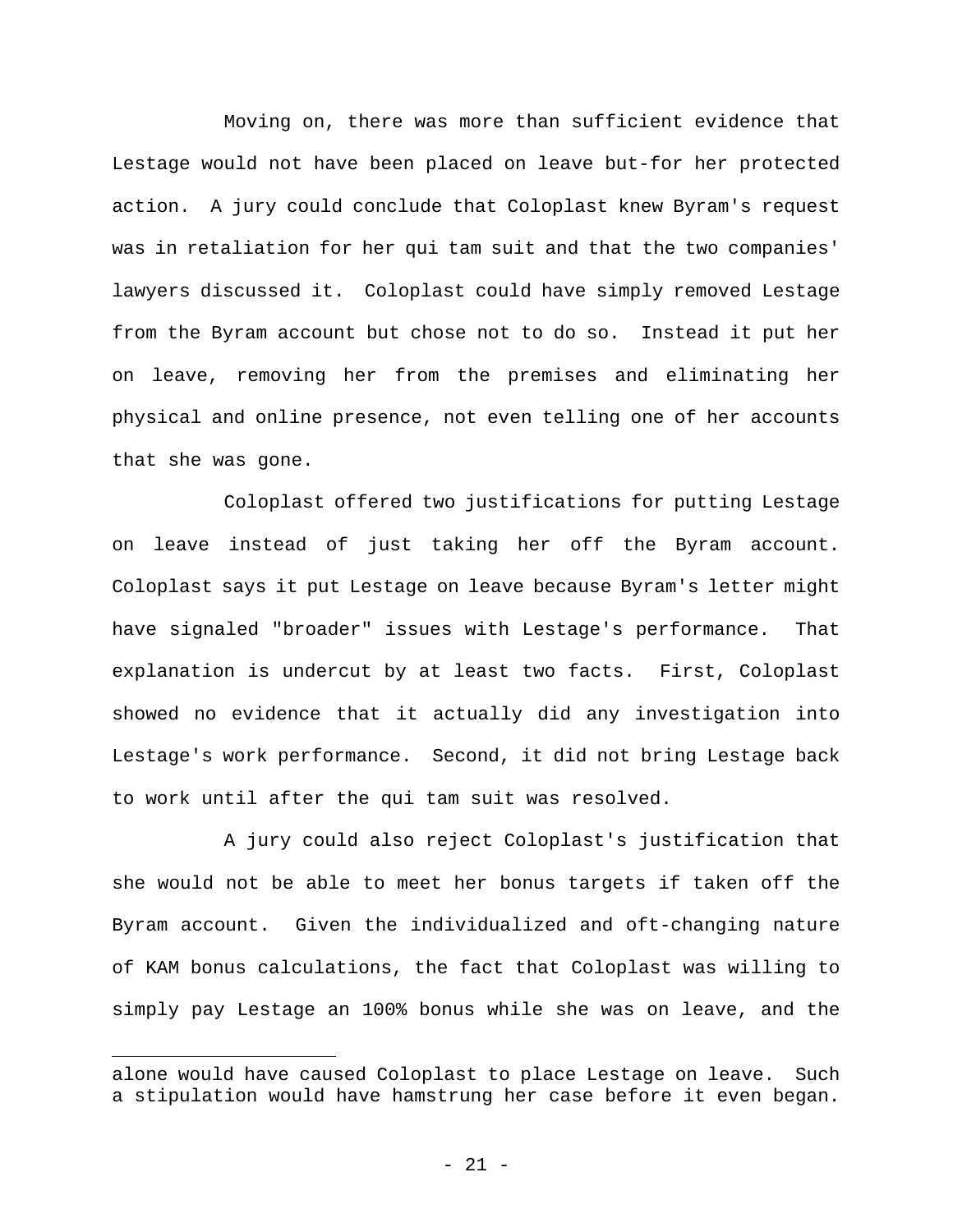Moving on, there was more than sufficient evidence that Lestage would not have been placed on leave but-for her protected action. A jury could conclude that Coloplast knew Byram's request was in retaliation for her qui tam suit and that the two companies' lawyers discussed it. Coloplast could have simply removed Lestage from the Byram account but chose not to do so. Instead it put her on leave, removing her from the premises and eliminating her physical and online presence, not even telling one of her accounts that she was gone.

Coloplast offered two justifications for putting Lestage on leave instead of just taking her off the Byram account. Coloplast says it put Lestage on leave because Byram's letter might have signaled "broader" issues with Lestage's performance. That explanation is undercut by at least two facts. First, Coloplast showed no evidence that it actually did any investigation into Lestage's work performance. Second, it did not bring Lestage back to work until after the qui tam suit was resolved.

A jury could also reject Coloplast's justification that she would not be able to meet her bonus targets if taken off the Byram account. Given the individualized and oft-changing nature of KAM bonus calculations, the fact that Coloplast was willing to simply pay Lestage an 100% bonus while she was on leave, and the

---

alone would have caused Coloplast to place Lestage on leave. Such a stipulation would have hamstrung her case before it even began.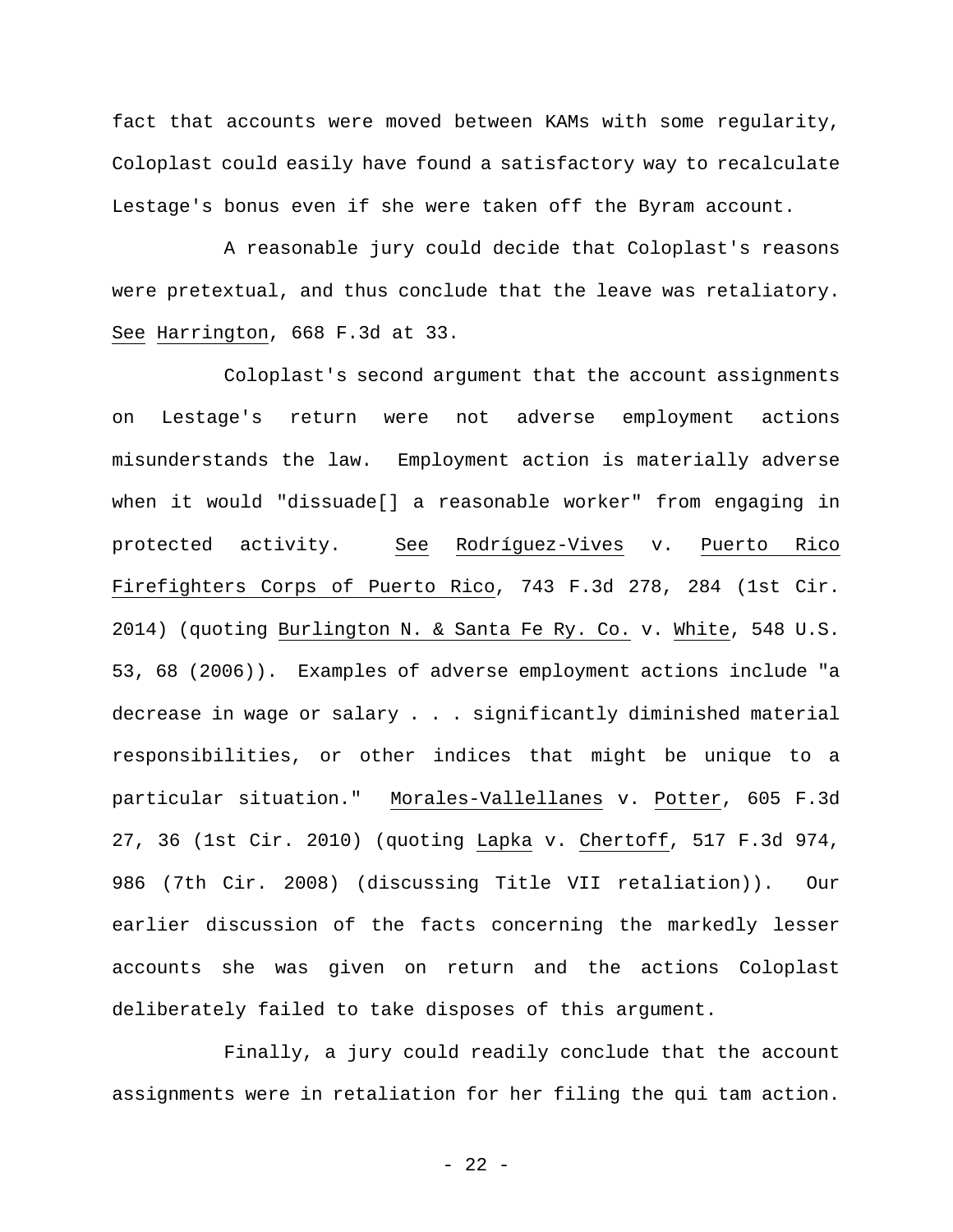fact that accounts were moved between KAMs with some regularity, Coloplast could easily have found a satisfactory way to recalculate Lestage's bonus even if she were taken off the Byram account.

A reasonable jury could decide that Coloplast's reasons were pretextual, and thus conclude that the leave was retaliatory. See Harrington, 668 F.3d at 33.

Coloplast's second argument that the account assignments on Lestage's return were not adverse employment actions misunderstands the law. Employment action is materially adverse when it would "dissuade[] a reasonable worker" from engaging in protected activity. See Rodríguez-Vives v. Puerto Rico Firefighters Corps of Puerto Rico, 743 F.3d 278, 284 (1st Cir. 2014) (quoting Burlington N. & Santa Fe Ry. Co. v. White, 548 U.S. 53, 68 (2006)). Examples of adverse employment actions include "a decrease in wage or salary . . . significantly diminished material responsibilities, or other indices that might be unique to a particular situation." Morales-Vallellanes v. Potter, 605 F.3d 27, 36 (1st Cir. 2010) (quoting Lapka v. Chertoff, 517 F.3d 974, 986 (7th Cir. 2008) (discussing Title VII retaliation)). Our earlier discussion of the facts concerning the markedly lesser accounts she was given on return and the actions Coloplast deliberately failed to take disposes of this argument.

Finally, a jury could readily conclude that the account assignments were in retaliation for her filing the qui tam action.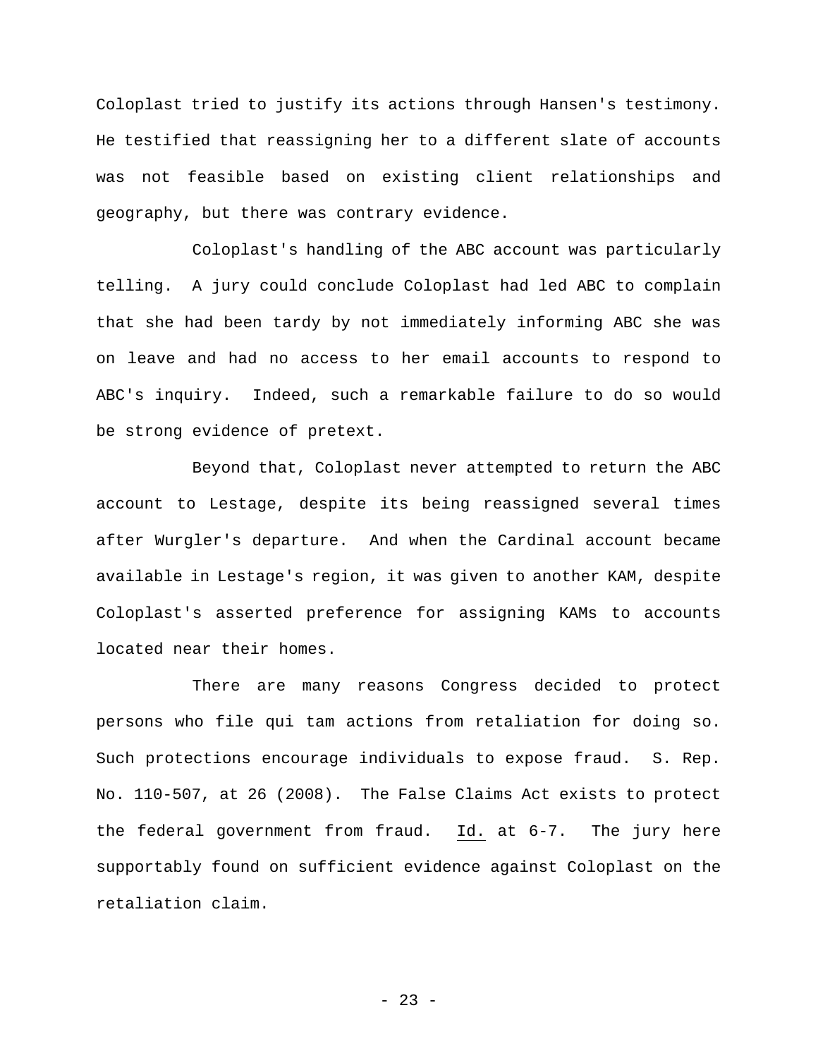Coloplast tried to justify its actions through Hansen's testimony. He testified that reassigning her to a different slate of accounts was not feasible based on existing client relationships and geography, but there was contrary evidence.

Coloplast's handling of the ABC account was particularly telling. A jury could conclude Coloplast had led ABC to complain that she had been tardy by not immediately informing ABC she was on leave and had no access to her email accounts to respond to ABC's inquiry. Indeed, such a remarkable failure to do so would be strong evidence of pretext.

Beyond that, Coloplast never attempted to return the ABC account to Lestage, despite its being reassigned several times after Wurgler's departure. And when the Cardinal account became available in Lestage's region, it was given to another KAM, despite Coloplast's asserted preference for assigning KAMs to accounts located near their homes.

There are many reasons Congress decided to protect persons who file qui tam actions from retaliation for doing so. Such protections encourage individuals to expose fraud. S. Rep. No. 110-507, at 26 (2008). The False Claims Act exists to protect the federal government from fraud. Id. at 6-7. The jury here supportably found on sufficient evidence against Coloplast on the retaliation claim.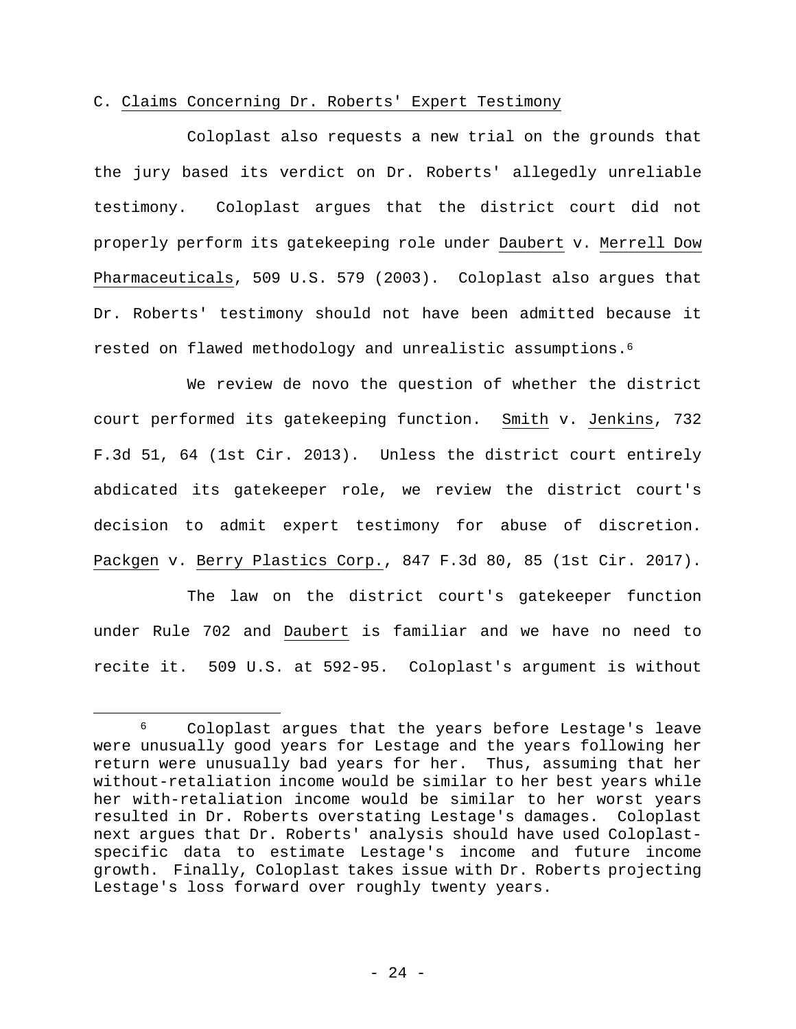C. Claims Concerning Dr. Roberts' Expert Testimony

Coloplast also requests a new trial on the grounds that the jury based its verdict on Dr. Roberts' allegedly unreliable testimony. Coloplast argues that the district court did not properly perform its gatekeeping role under Daubert v. Merrell Dow Pharmaceuticals, 509 U.S. 579 (2003). Coloplast also argues that Dr. Roberts' testimony should not have been admitted because it rested on flawed methodology and unrealistic assumptions.[6]

We review de novo the question of whether the district court performed its gatekeeping function. Smith v. Jenkins, 732 F.3d 51, 64 (1st Cir. 2013). Unless the district court entirely abdicated its gatekeeper role, we review the district court's decision to admit expert testimony for abuse of discretion. Packgen v. Berry Plastics Corp., 847 F.3d 80, 85 (1st Cir. 2017).

The law on the district court's gatekeeper function under Rule 702 and Daubert is familiar and we have no need to recite it. 509 U.S. at 592-95. Coloplast's argument is without

---

[6] Coloplast argues that the years before Lestage's leave were unusually good years for Lestage and the years following her return were unusually bad years for her. Thus, assuming that her without-retaliation income would be similar to her best years while her with-retaliation income would be similar to her worst years resulted in Dr. Roberts overstating Lestage's damages. Coloplast next argues that Dr. Roberts' analysis should have used Coloplast-specific data to estimate Lestage's income and future income growth. Finally, Coloplast takes issue with Dr. Roberts projecting Lestage's loss forward over roughly twenty years.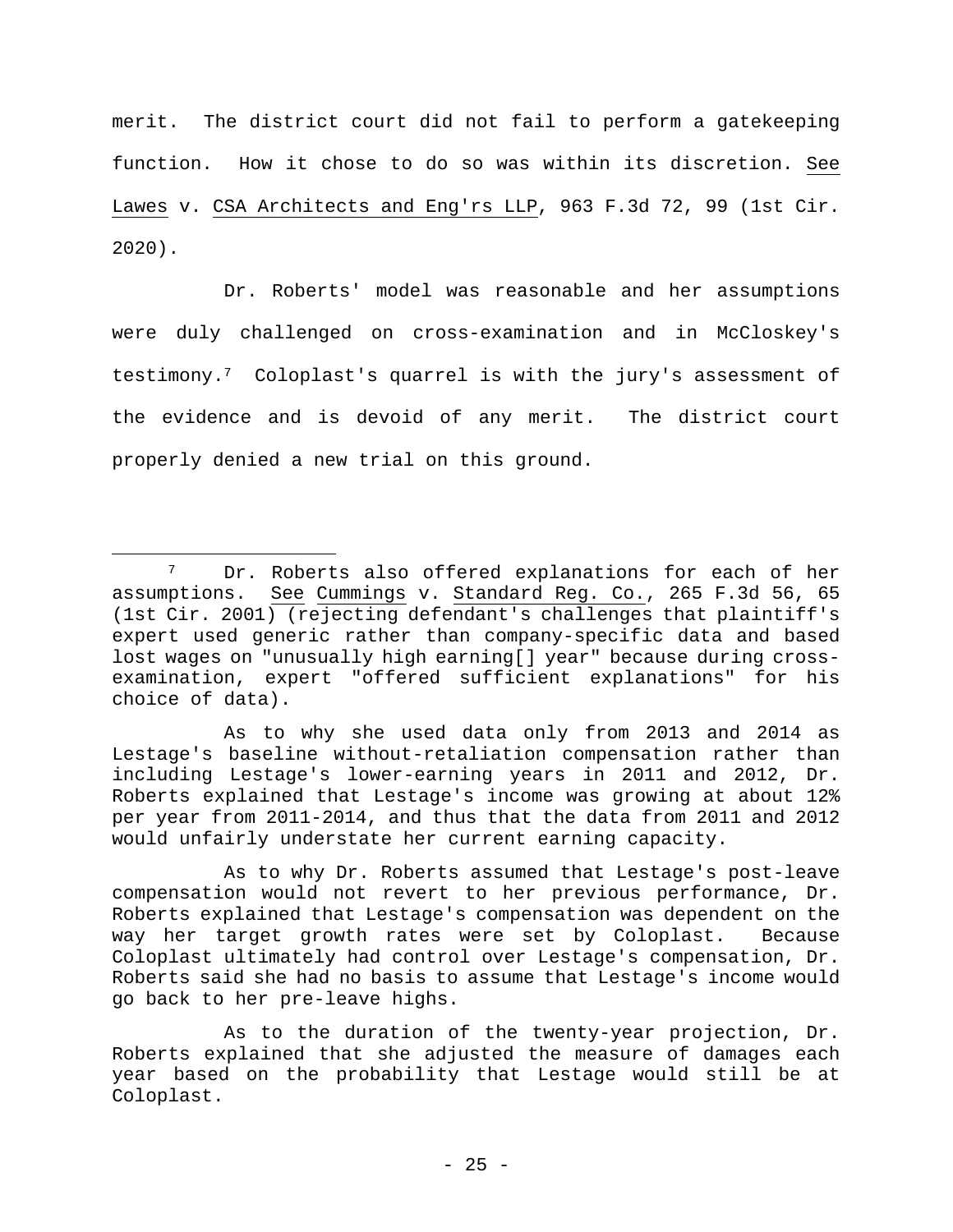merit. The district court did not fail to perform a gatekeeping function. How it chose to do so was within its discretion. See Lawes v. CSA Architects and Eng'rs LLP, 963 F.3d 72, 99 (1st Cir. 2020).

Dr. Roberts' model was reasonable and her assumptions were duly challenged on cross-examination and in McCloskey's testimony.[7] Coloplast's quarrel is with the jury's assessment of the evidence and is devoid of any merit. The district court properly denied a new trial on this ground.

---

[7] Dr. Roberts also offered explanations for each of her assumptions. See Cummings v. Standard Reg. Co., 265 F.3d 56, 65 (1st Cir. 2001) (rejecting defendant's challenges that plaintiff's expert used generic rather than company-specific data and based lost wages on "unusually high earning[] year" because during cross-examination, expert "offered sufficient explanations" for his choice of data).

As to why she used data only from 2013 and 2014 as Lestage's baseline without-retaliation compensation rather than including Lestage's lower-earning years in 2011 and 2012, Dr. Roberts explained that Lestage's income was growing at about 12% per year from 2011-2014, and thus that the data from 2011 and 2012 would unfairly understate her current earning capacity.

As to why Dr. Roberts assumed that Lestage's post-leave compensation would not revert to her previous performance, Dr. Roberts explained that Lestage's compensation was dependent on the way her target growth rates were set by Coloplast. Because Coloplast ultimately had control over Lestage's compensation, Dr. Roberts said she had no basis to assume that Lestage's income would go back to her pre-leave highs.

As to the duration of the twenty-year projection, Dr. Roberts explained that she adjusted the measure of damages each year based on the probability that Lestage would still be at Coloplast.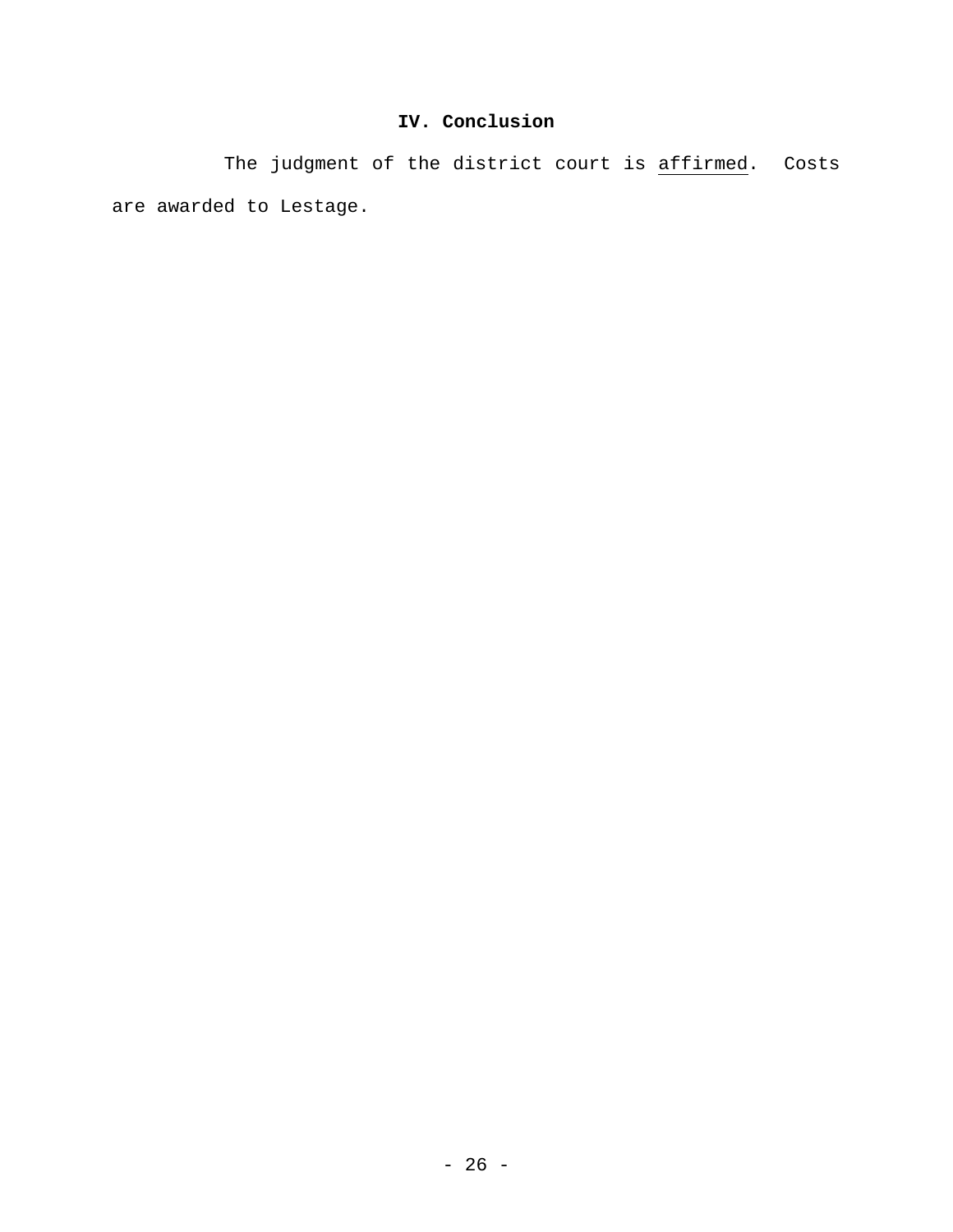## IV. Conclusion

The judgment of the district court is affirmed. Costs are awarded to Lestage.